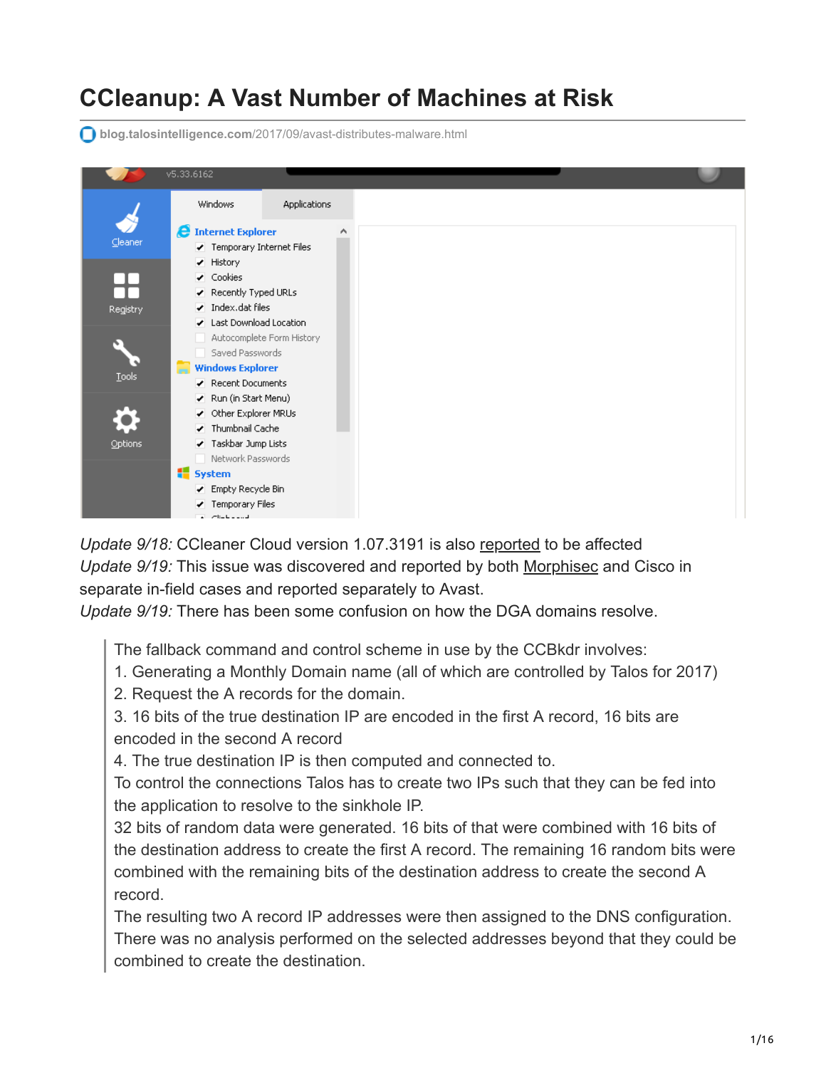# CCleanup: A Vast Number of Machines at Risk

blog.talosintelligence.com/2017/09/avast-distributes-malware.html

*Update 9/18:* CCleaner Cloud version 1.07.3191 is also reported to be affected
*Update 9/19:* This issue was discovered and reported by both Morphisec and Cisco in separate in-field cases and reported separately to Avast.
*Update 9/19:* There has been some confusion on how the DGA domains resolve.

> The fallback command and control scheme in use by the CCBkdr involves:
> 1. Generating a Monthly Domain name (all of which are controlled by Talos for 2017)
> 2. Request the A records for the domain.
> 3. 16 bits of the true destination IP are encoded in the first A record, 16 bits are encoded in the second A record
> 4. The true destination IP is then computed and connected to.
> To control the connections Talos has to create two IPs such that they can be fed into the application to resolve to the sinkhole IP.
> 32 bits of random data were generated. 16 bits of that were combined with 16 bits of the destination address to create the first A record. The remaining 16 random bits were combined with the remaining bits of the destination address to create the second A record.
> The resulting two A record IP addresses were then assigned to the DNS configuration. There was no analysis performed on the selected addresses beyond that they could be combined to create the destination.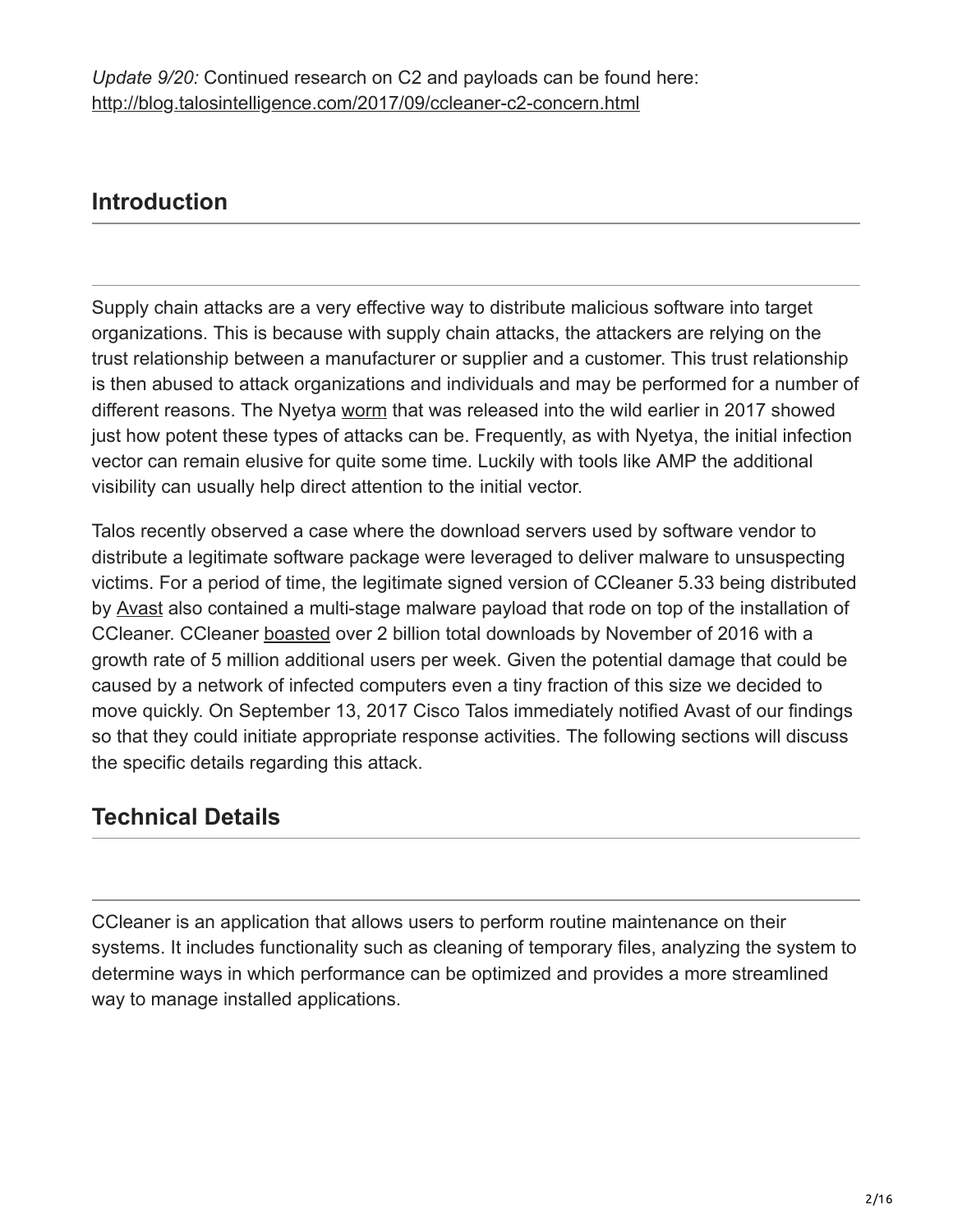*Update 9/20:* Continued research on C2 and payloads can be found here: http://blog.talosintelligence.com/2017/09/ccleaner-c2-concern.html

## Introduction

Supply chain attacks are a very effective way to distribute malicious software into target organizations. This is because with supply chain attacks, the attackers are relying on the trust relationship between a manufacturer or supplier and a customer. This trust relationship is then abused to attack organizations and individuals and may be performed for a number of different reasons. The Nyetya worm that was released into the wild earlier in 2017 showed just how potent these types of attacks can be. Frequently, as with Nyetya, the initial infection vector can remain elusive for quite some time. Luckily with tools like AMP the additional visibility can usually help direct attention to the initial vector.

Talos recently observed a case where the download servers used by software vendor to distribute a legitimate software package were leveraged to deliver malware to unsuspecting victims. For a period of time, the legitimate signed version of CCleaner 5.33 being distributed by Avast also contained a multi-stage malware payload that rode on top of the installation of CCleaner. CCleaner boasted over 2 billion total downloads by November of 2016 with a growth rate of 5 million additional users per week. Given the potential damage that could be caused by a network of infected computers even a tiny fraction of this size we decided to move quickly. On September 13, 2017 Cisco Talos immediately notified Avast of our findings so that they could initiate appropriate response activities. The following sections will discuss the specific details regarding this attack.

## Technical Details

CCleaner is an application that allows users to perform routine maintenance on their systems. It includes functionality such as cleaning of temporary files, analyzing the system to determine ways in which performance can be optimized and provides a more streamlined way to manage installed applications.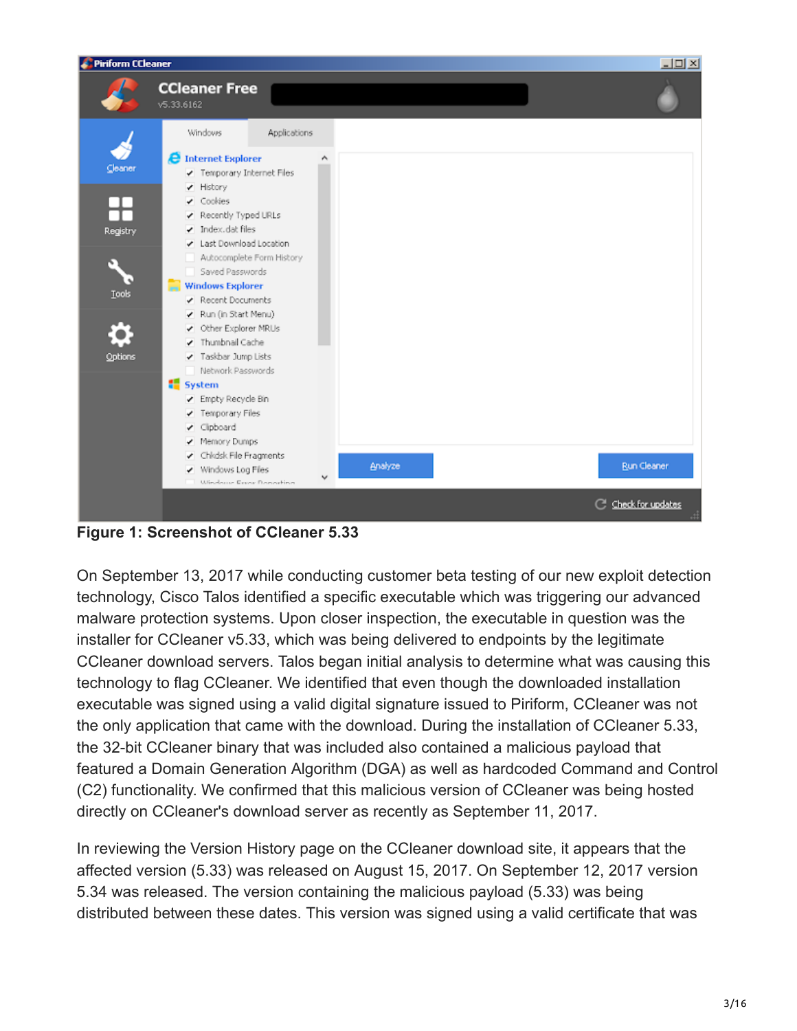**Figure 1: Screenshot of CCleaner 5.33**

On September 13, 2017 while conducting customer beta testing of our new exploit detection technology, Cisco Talos identified a specific executable which was triggering our advanced malware protection systems. Upon closer inspection, the executable in question was the installer for CCleaner v5.33, which was being delivered to endpoints by the legitimate CCleaner download servers. Talos began initial analysis to determine what was causing this technology to flag CCleaner. We identified that even though the downloaded installation executable was signed using a valid digital signature issued to Piriform, CCleaner was not the only application that came with the download. During the installation of CCleaner 5.33, the 32-bit CCleaner binary that was included also contained a malicious payload that featured a Domain Generation Algorithm (DGA) as well as hardcoded Command and Control (C2) functionality. We confirmed that this malicious version of CCleaner was being hosted directly on CCleaner's download server as recently as September 11, 2017.

In reviewing the Version History page on the CCleaner download site, it appears that the affected version (5.33) was released on August 15, 2017. On September 12, 2017 version 5.34 was released. The version containing the malicious payload (5.33) was being distributed between these dates. This version was signed using a valid certificate that was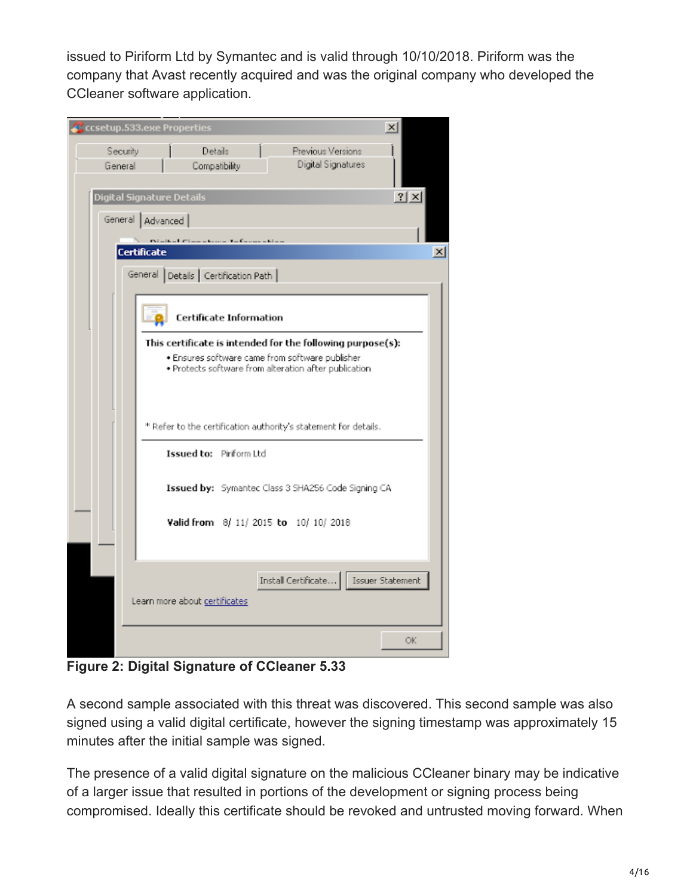issued to Piriform Ltd by Symantec and is valid through 10/10/2018. Piriform was the company that Avast recently acquired and was the original company who developed the CCleaner software application.

**Figure 2: Digital Signature of CCleaner 5.33**

A second sample associated with this threat was discovered. This second sample was also signed using a valid digital certificate, however the signing timestamp was approximately 15 minutes after the initial sample was signed.

The presence of a valid digital signature on the malicious CCleaner binary may be indicative of a larger issue that resulted in portions of the development or signing process being compromised. Ideally this certificate should be revoked and untrusted moving forward. When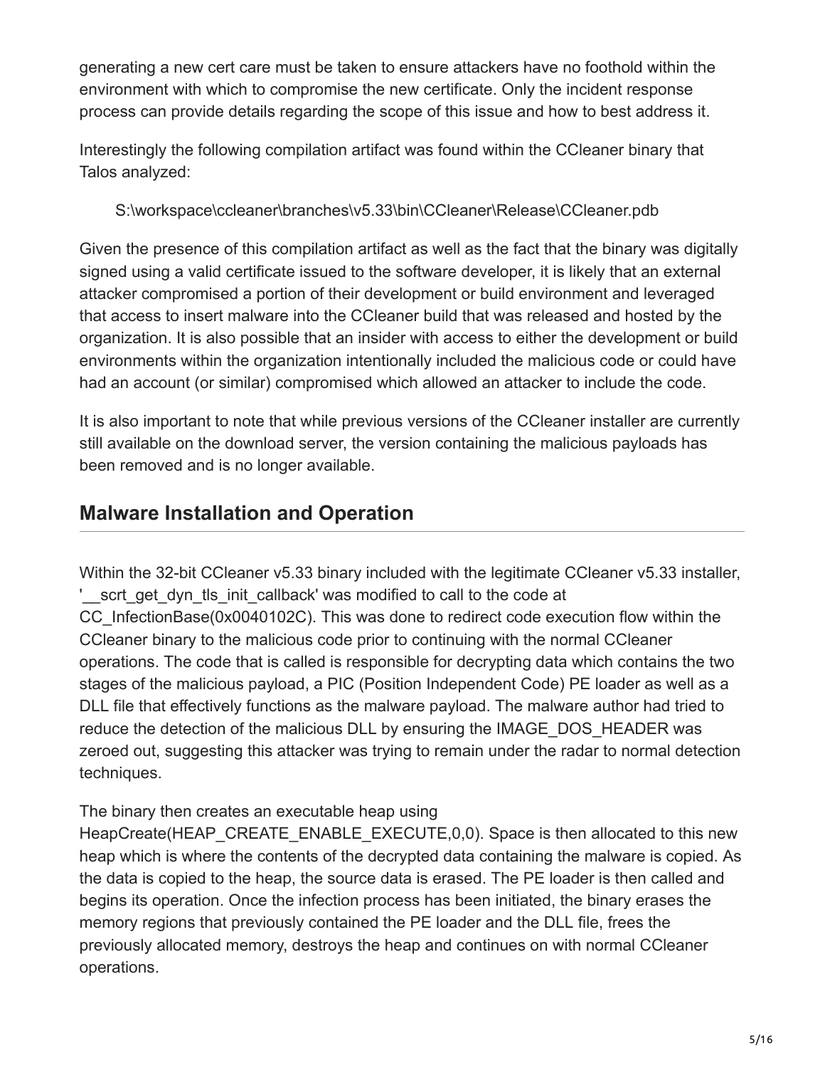generating a new cert care must be taken to ensure attackers have no foothold within the environment with which to compromise the new certificate. Only the incident response process can provide details regarding the scope of this issue and how to best address it.

Interestingly the following compilation artifact was found within the CCleaner binary that Talos analyzed:

> S:\workspace\ccleaner\branches\v5.33\bin\CCleaner\Release\CCleaner.pdb

Given the presence of this compilation artifact as well as the fact that the binary was digitally signed using a valid certificate issued to the software developer, it is likely that an external attacker compromised a portion of their development or build environment and leveraged that access to insert malware into the CCleaner build that was released and hosted by the organization. It is also possible that an insider with access to either the development or build environments within the organization intentionally included the malicious code or could have had an account (or similar) compromised which allowed an attacker to include the code.

It is also important to note that while previous versions of the CCleaner installer are currently still available on the download server, the version containing the malicious payloads has been removed and is no longer available.

## Malware Installation and Operation

Within the 32-bit CCleaner v5.33 binary included with the legitimate CCleaner v5.33 installer, '__scrt_get_dyn_tls_init_callback' was modified to call to the code at CC_InfectionBase(0x0040102C). This was done to redirect code execution flow within the CCleaner binary to the malicious code prior to continuing with the normal CCleaner operations. The code that is called is responsible for decrypting data which contains the two stages of the malicious payload, a PIC (Position Independent Code) PE loader as well as a DLL file that effectively functions as the malware payload. The malware author had tried to reduce the detection of the malicious DLL by ensuring the IMAGE_DOS_HEADER was zeroed out, suggesting this attacker was trying to remain under the radar to normal detection techniques.

The binary then creates an executable heap using HeapCreate(HEAP_CREATE_ENABLE_EXECUTE,0,0). Space is then allocated to this new heap which is where the contents of the decrypted data containing the malware is copied. As the data is copied to the heap, the source data is erased. The PE loader is then called and begins its operation. Once the infection process has been initiated, the binary erases the memory regions that previously contained the PE loader and the DLL file, frees the previously allocated memory, destroys the heap and continues on with normal CCleaner operations.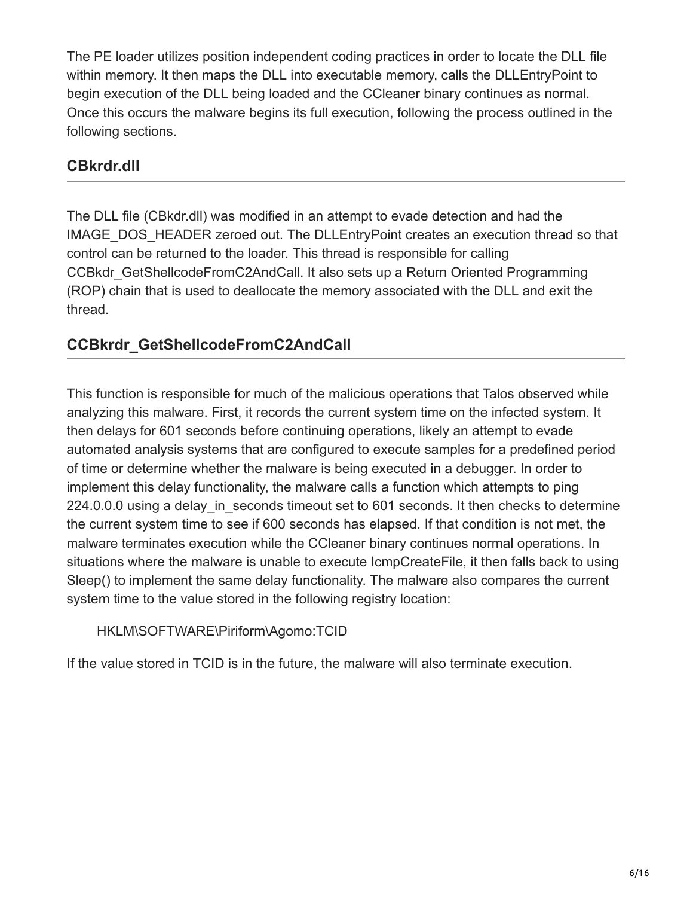The PE loader utilizes position independent coding practices in order to locate the DLL file within memory. It then maps the DLL into executable memory, calls the DLLEntryPoint to begin execution of the DLL being loaded and the CCleaner binary continues as normal. Once this occurs the malware begins its full execution, following the process outlined in the following sections.

## CBkrdr.dll

The DLL file (CBkdr.dll) was modified in an attempt to evade detection and had the IMAGE_DOS_HEADER zeroed out. The DLLEntryPoint creates an execution thread so that control can be returned to the loader. This thread is responsible for calling CCBkdr_GetShellcodeFromC2AndCall. It also sets up a Return Oriented Programming (ROP) chain that is used to deallocate the memory associated with the DLL and exit the thread.

## CCBkrdr_GetShellcodeFromC2AndCall

This function is responsible for much of the malicious operations that Talos observed while analyzing this malware. First, it records the current system time on the infected system. It then delays for 601 seconds before continuing operations, likely an attempt to evade automated analysis systems that are configured to execute samples for a predefined period of time or determine whether the malware is being executed in a debugger. In order to implement this delay functionality, the malware calls a function which attempts to ping 224.0.0.0 using a delay_in_seconds timeout set to 601 seconds. It then checks to determine the current system time to see if 600 seconds has elapsed. If that condition is not met, the malware terminates execution while the CCleaner binary continues normal operations. In situations where the malware is unable to execute IcmpCreateFile, it then falls back to using Sleep() to implement the same delay functionality. The malware also compares the current system time to the value stored in the following registry location:

> HKLM\SOFTWARE\Piriform\Agomo:TCID

If the value stored in TCID is in the future, the malware will also terminate execution.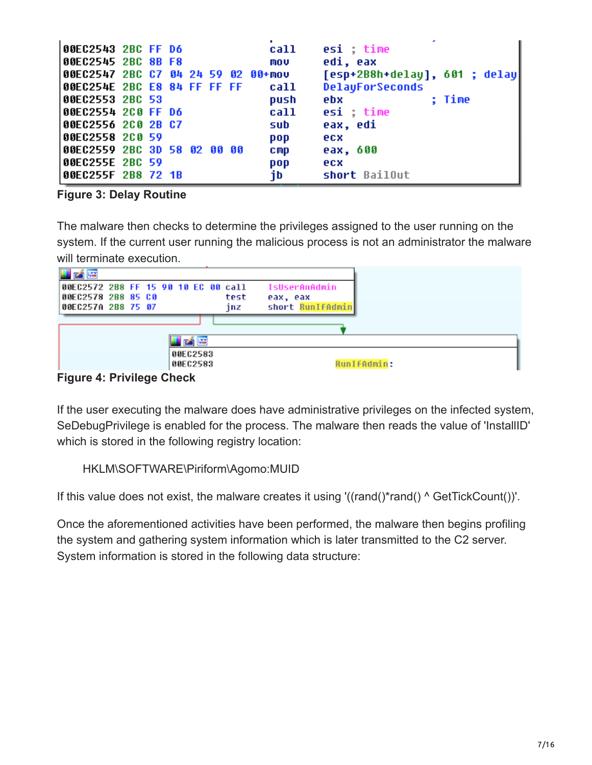```
00EC2543 2BC FF D6             call    esi ; time
00EC2545 2BC 8B F8             mov     edi, eax
00EC2547 2BC C7 04 24 59 02 00+mov     [esp+2B8h+delay], 601 ; delay
00EC254E 2BC E8 84 FF FF FF    call    DelayForSeconds
00EC2553 2BC 53                push    ebx             ; Time
00EC2554 2C0 FF D6             call    esi ; time
00EC2556 2C0 2B C7             sub     eax, edi
00EC2558 2C0 59                pop     ecx
00EC2559 2BC 3D 58 02 00 00    cmp     eax, 600
00EC255E 2BC 59                pop     ecx
00EC255F 2B8 72 1B             jb      short BailOut
```

**Figure 3: Delay Routine**

The malware then checks to determine the privileges assigned to the user running on the system. If the current user running the malicious process is not an administrator the malware will terminate execution.

```
00EC2572 2B8 FF 15 90 10 EC 00 call    IsUserAnAdmin
00EC2578 2B8 85 C0              test    eax, eax
00EC257A 2B8 75 07              jnz     short RunIfAdmin

00EC2583
00EC2583                        RunIfAdmin:
```

**Figure 4: Privilege Check**

If the user executing the malware does have administrative privileges on the infected system, SeDebugPrivilege is enabled for the process. The malware then reads the value of 'InstallID' which is stored in the following registry location:

HKLM\SOFTWARE\Piriform\Agomo:MUID

If this value does not exist, the malware creates it using '((rand()*rand() ^ GetTickCount())'.

Once the aforementioned activities have been performed, the malware then begins profiling the system and gathering system information which is later transmitted to the C2 server. System information is stored in the following data structure: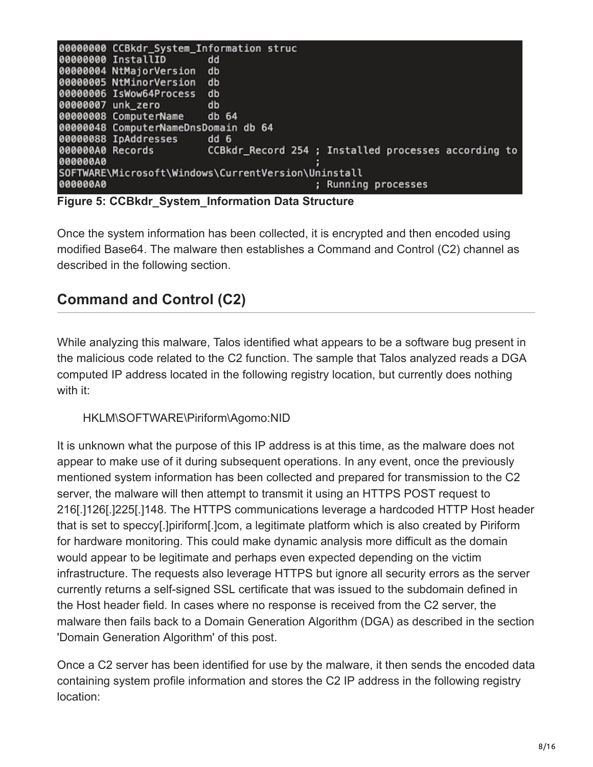```
00000000 CCBkdr_System_Information struc
00000000 InstallID       dd
00000004 NtMajorVersion  db
00000005 NtMinorVersion  db
00000006 IsWow64Process  db
00000007 unk_zero        db
00000008 ComputerName    db 64
00000048 ComputerNameDnsDomain db 64
00000088 IpAddresses     dd 6
000000A0 Records         CCBkdr_Record 254 ; Installed processes according to
000000A0                                   ;
SOFTWARE\Microsoft\Windows\CurrentVersion\Uninstall
000000A0                                   ; Running processes
```

**Figure 5: CCBkdr_System_Information Data Structure**

Once the system information has been collected, it is encrypted and then encoded using modified Base64. The malware then establishes a Command and Control (C2) channel as described in the following section.

## Command and Control (C2)

While analyzing this malware, Talos identified what appears to be a software bug present in the malicious code related to the C2 function. The sample that Talos analyzed reads a DGA computed IP address located in the following registry location, but currently does nothing with it:

HKLM\SOFTWARE\Piriform\Agomo:NID

It is unknown what the purpose of this IP address is at this time, as the malware does not appear to make use of it during subsequent operations. In any event, once the previously mentioned system information has been collected and prepared for transmission to the C2 server, the malware will then attempt to transmit it using an HTTPS POST request to 216[.]126[.]225[.]148. The HTTPS communications leverage a hardcoded HTTP Host header that is set to speccy[.]piriform[.]com, a legitimate platform which is also created by Piriform for hardware monitoring. This could make dynamic analysis more difficult as the domain would appear to be legitimate and perhaps even expected depending on the victim infrastructure. The requests also leverage HTTPS but ignore all security errors as the server currently returns a self-signed SSL certificate that was issued to the subdomain defined in the Host header field. In cases where no response is received from the C2 server, the malware then fails back to a Domain Generation Algorithm (DGA) as described in the section 'Domain Generation Algorithm' of this post.

Once a C2 server has been identified for use by the malware, it then sends the encoded data containing system profile information and stores the C2 IP address in the following registry location: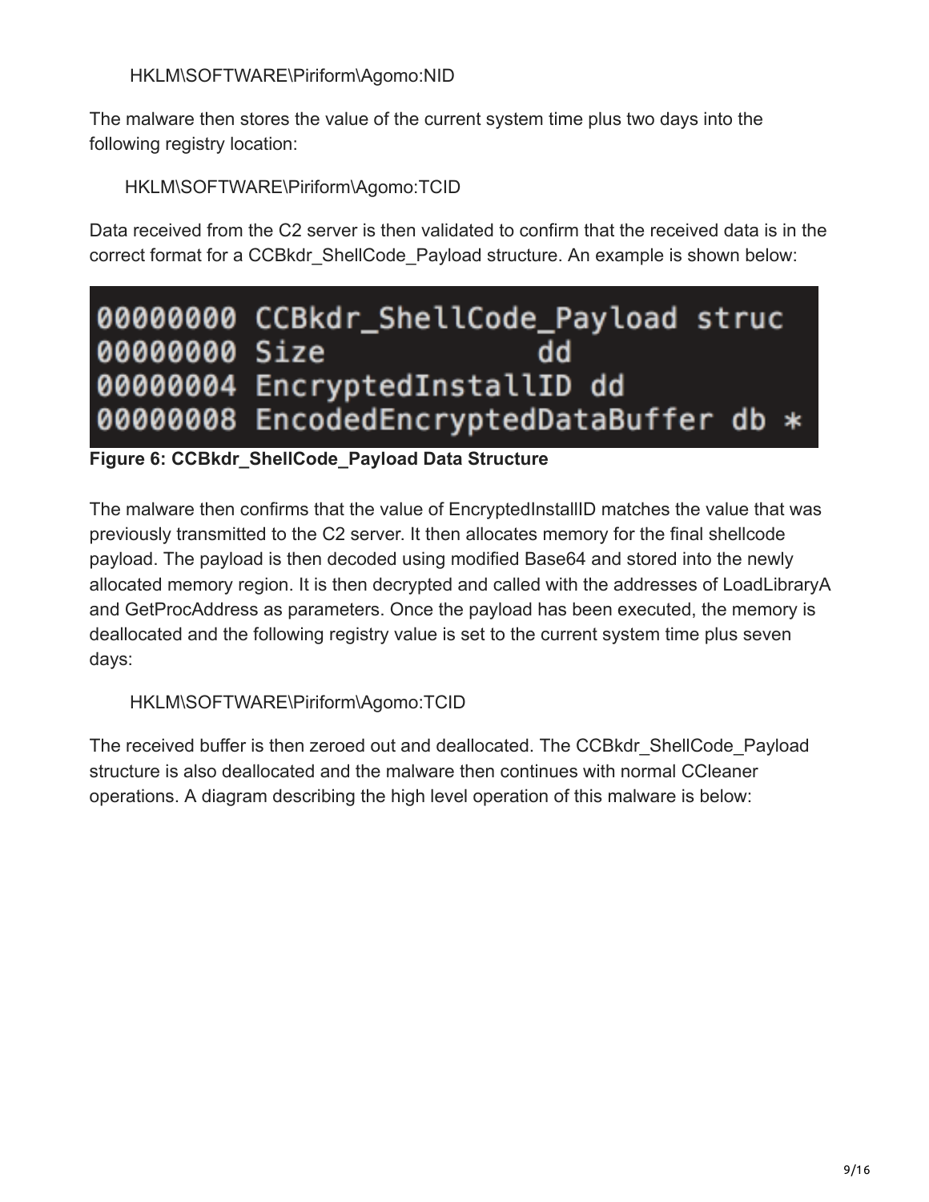HKLM\SOFTWARE\Piriform\Agomo:NID

The malware then stores the value of the current system time plus two days into the following registry location:

HKLM\SOFTWARE\Piriform\Agomo:TCID

Data received from the C2 server is then validated to confirm that the received data is in the correct format for a CCBkdr_ShellCode_Payload structure. An example is shown below:

```
00000000 CCBkdr_ShellCode_Payload struc
00000000 Size             dd
00000004 EncryptedInstallID dd
00000008 EncodedEncryptedDataBuffer db *
```

**Figure 6: CCBkdr_ShellCode_Payload Data Structure**

The malware then confirms that the value of EncryptedInstallID matches the value that was previously transmitted to the C2 server. It then allocates memory for the final shellcode payload. The payload is then decoded using modified Base64 and stored into the newly allocated memory region. It is then decrypted and called with the addresses of LoadLibraryA and GetProcAddress as parameters. Once the payload has been executed, the memory is deallocated and the following registry value is set to the current system time plus seven days:

HKLM\SOFTWARE\Piriform\Agomo:TCID

The received buffer is then zeroed out and deallocated. The CCBkdr_ShellCode_Payload structure is also deallocated and the malware then continues with normal CCleaner operations. A diagram describing the high level operation of this malware is below: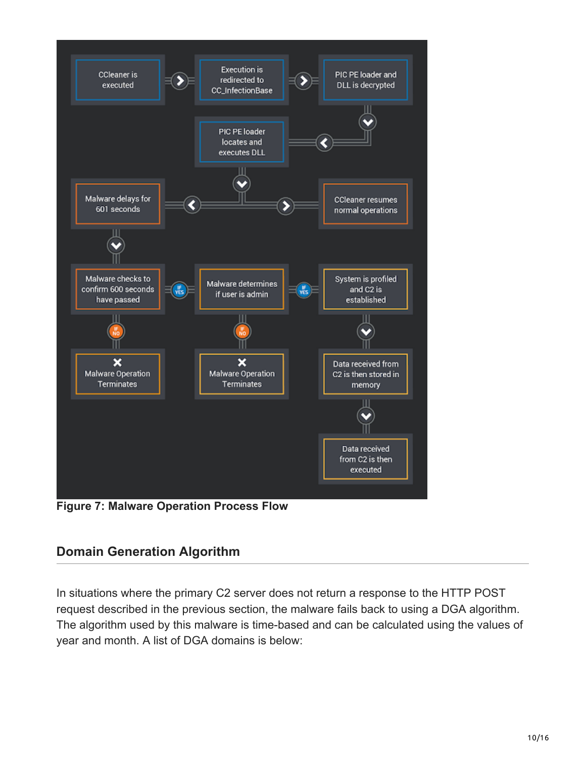Figure 7: Malware Operation Process Flow

## Domain Generation Algorithm

In situations where the primary C2 server does not return a response to the HTTP POST request described in the previous section, the malware fails back to using a DGA algorithm. The algorithm used by this malware is time-based and can be calculated using the values of year and month. A list of DGA domains is below: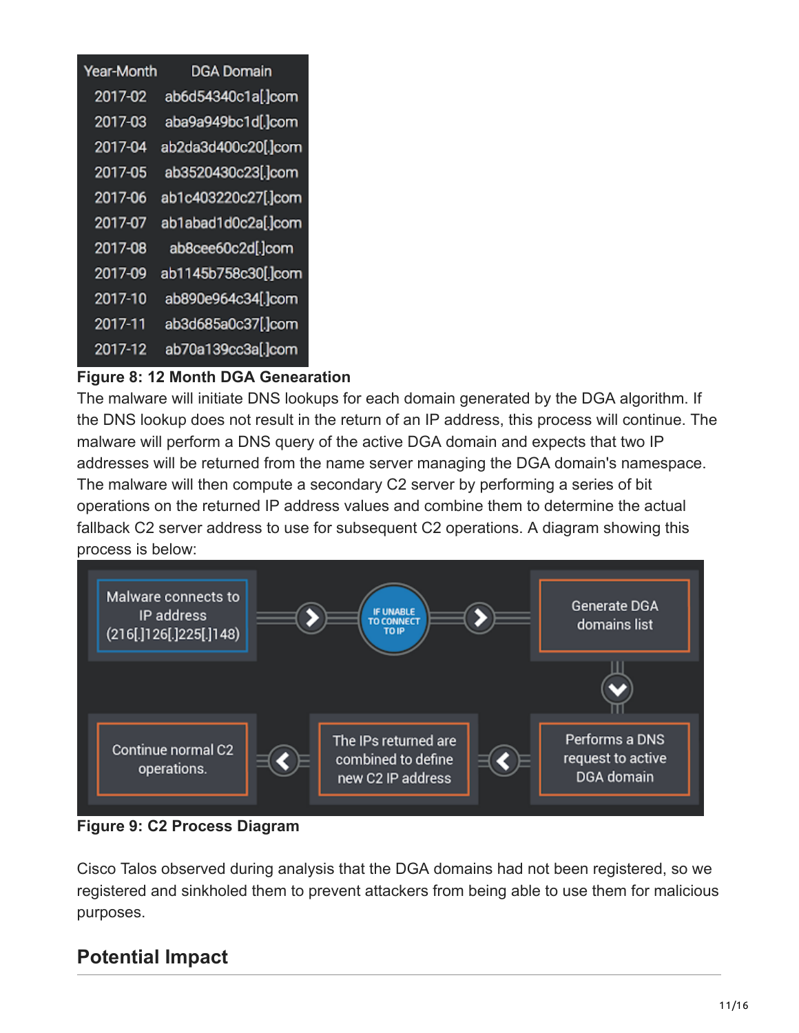| Year-Month | DGA Domain |
|---|---|
| 2017-02 | ab6d54340c1a[.]com |
| 2017-03 | aba9a949bc1d[.]com |
| 2017-04 | ab2da3d400c20[.]com |
| 2017-05 | ab3520430c23[.]com |
| 2017-06 | ab1c403220c27[.]com |
| 2017-07 | ab1abad1d0c2a[.]com |
| 2017-08 | ab8cee60c2d[.]com |
| 2017-09 | ab1145b758c30[.]com |
| 2017-10 | ab890e964c34[.]com |
| 2017-11 | ab3d685a0c37[.]com |
| 2017-12 | ab70a139cc3a[.]com |

**Figure 8: 12 Month DGA Genearation**

The malware will initiate DNS lookups for each domain generated by the DGA algorithm. If the DNS lookup does not result in the return of an IP address, this process will continue. The malware will perform a DNS query of the active DGA domain and expects that two IP addresses will be returned from the name server managing the DGA domain's namespace. The malware will then compute a secondary C2 server by performing a series of bit operations on the returned IP address values and combine them to determine the actual fallback C2 server address to use for subsequent C2 operations. A diagram showing this process is below:

Malware connects to IP address (216[.]126[.]225[.]148) → IF UNABLE TO CONNECT TO IP → Generate DGA domains list → Performs a DNS request to active DGA domain → The IPs returned are combined to define new C2 IP address → Continue normal C2 operations.

**Figure 9: C2 Process Diagram**

Cisco Talos observed during analysis that the DGA domains had not been registered, so we registered and sinkholed them to prevent attackers from being able to use them for malicious purposes.

## Potential Impact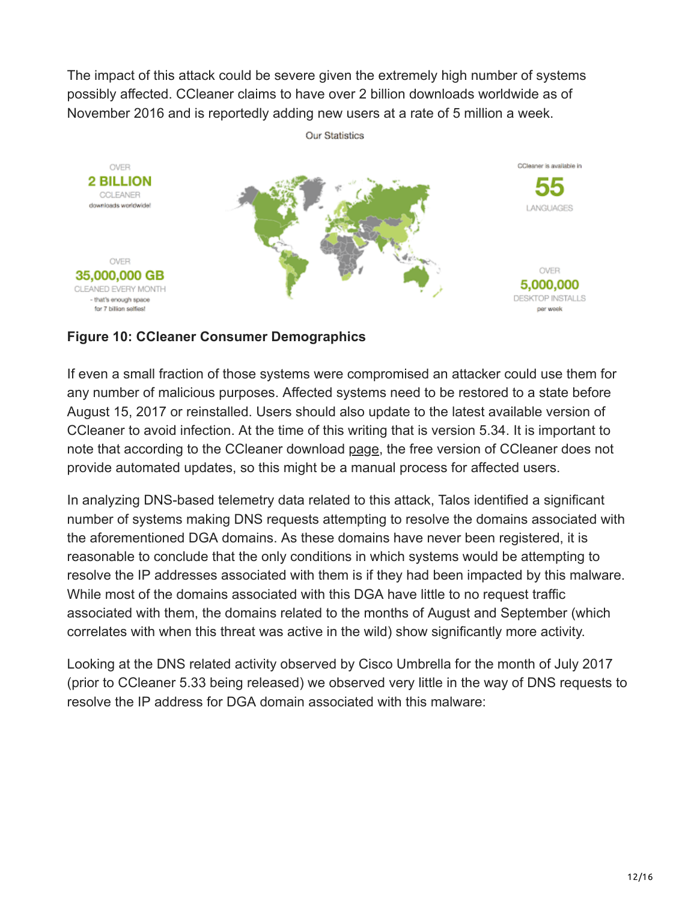The impact of this attack could be severe given the extremely high number of systems possibly affected. CCleaner claims to have over 2 billion downloads worldwide as of November 2016 and is reportedly adding new users at a rate of 5 million a week.

Our Statistics

OVER
**2 BILLION**
CCLEANER
downloads worldwide!

OVER
**35,000,000 GB**
CLEANED EVERY MONTH
- that's enough space for 7 billion selfies!

CCleaner is available in
**55**
LANGUAGES

OVER
**5,000,000**
DESKTOP INSTALLS
per week

**Figure 10: CCleaner Consumer Demographics**

If even a small fraction of those systems were compromised an attacker could use them for any number of malicious purposes. Affected systems need to be restored to a state before August 15, 2017 or reinstalled. Users should also update to the latest available version of CCleaner to avoid infection. At the time of this writing that is version 5.34. It is important to note that according to the CCleaner download page, the free version of CCleaner does not provide automated updates, so this might be a manual process for affected users.

In analyzing DNS-based telemetry data related to this attack, Talos identified a significant number of systems making DNS requests attempting to resolve the domains associated with the aforementioned DGA domains. As these domains have never been registered, it is reasonable to conclude that the only conditions in which systems would be attempting to resolve the IP addresses associated with them is if they had been impacted by this malware. While most of the domains associated with this DGA have little to no request traffic associated with them, the domains related to the months of August and September (which correlates with when this threat was active in the wild) show significantly more activity.

Looking at the DNS related activity observed by Cisco Umbrella for the month of July 2017 (prior to CCleaner 5.33 being released) we observed very little in the way of DNS requests to resolve the IP address for DGA domain associated with this malware: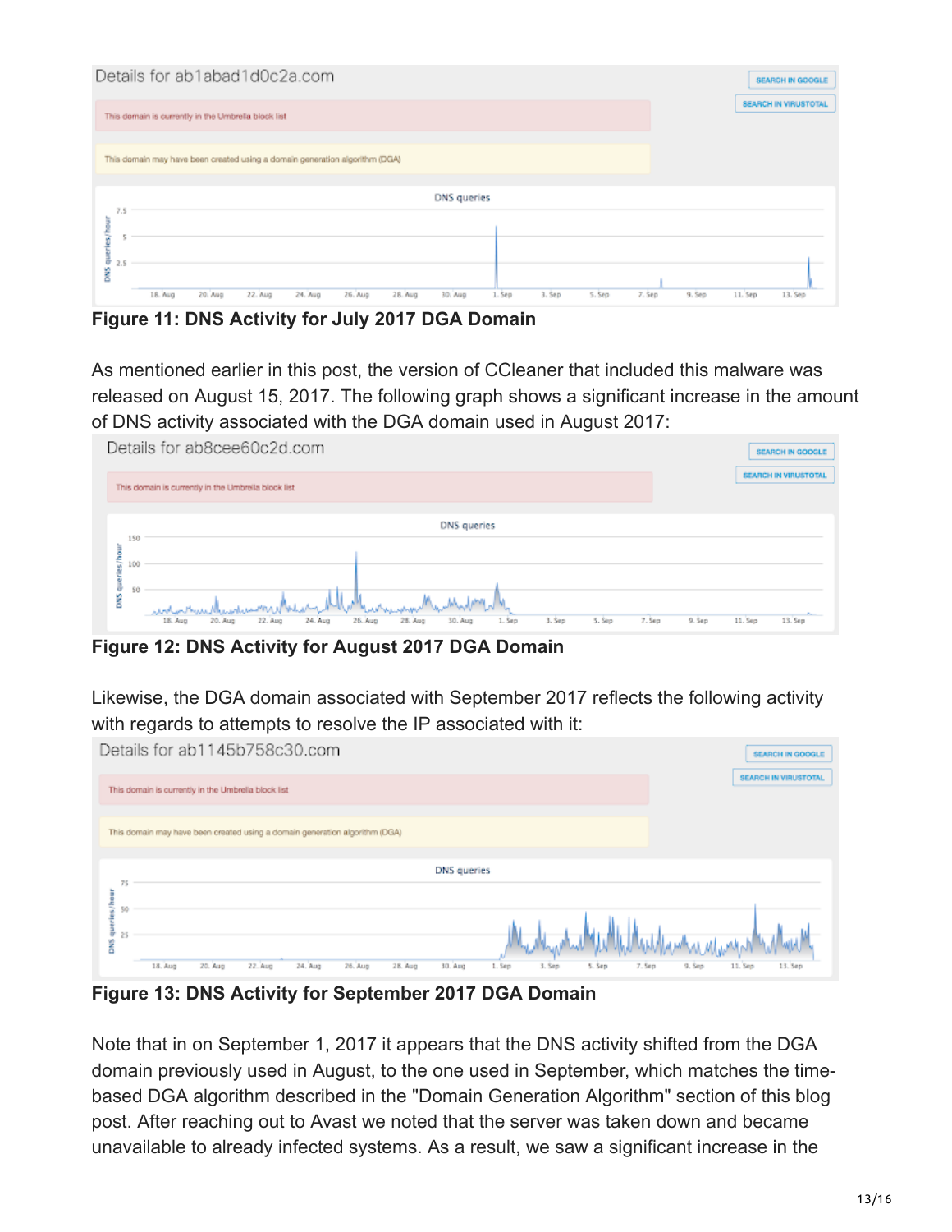Figure 11: DNS Activity for July 2017 DGA Domain

As mentioned earlier in this post, the version of CCleaner that included this malware was released on August 15, 2017. The following graph shows a significant increase in the amount of DNS activity associated with the DGA domain used in August 2017:

Figure 12: DNS Activity for August 2017 DGA Domain

Likewise, the DGA domain associated with September 2017 reflects the following activity with regards to attempts to resolve the IP associated with it:

Figure 13: DNS Activity for September 2017 DGA Domain

Note that in on September 1, 2017 it appears that the DNS activity shifted from the DGA domain previously used in August, to the one used in September, which matches the time-based DGA algorithm described in the "Domain Generation Algorithm" section of this blog post. After reaching out to Avast we noted that the server was taken down and became unavailable to already infected systems. As a result, we saw a significant increase in the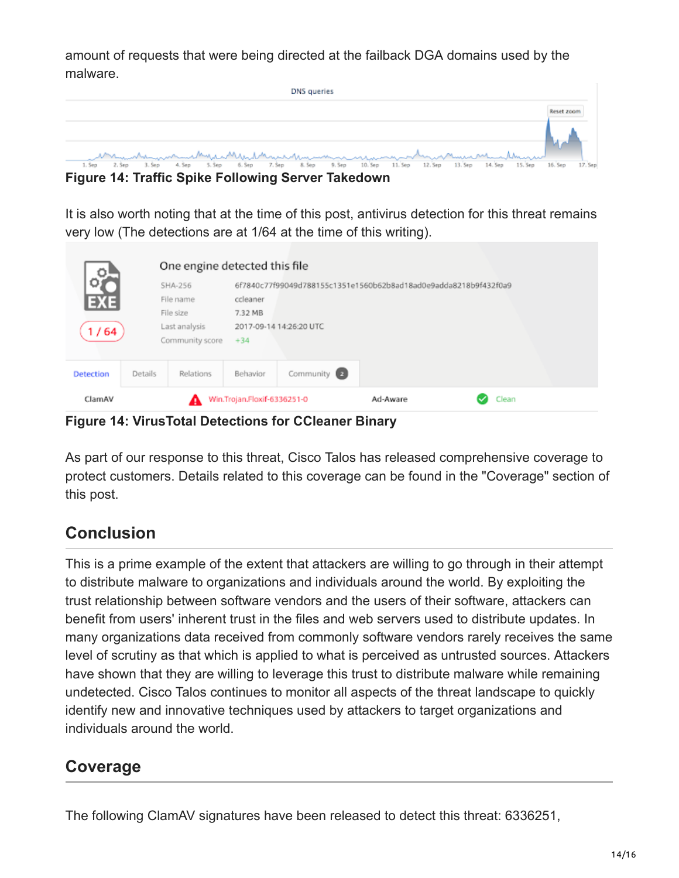amount of requests that were being directed at the failback DGA domains used by the malware.

**Figure 14: Traffic Spike Following Server Takedown**

It is also worth noting that at the time of this post, antivirus detection for this threat remains very low (The detections are at 1/64 at the time of this writing).

**Figure 14: VirusTotal Detections for CCleaner Binary**

As part of our response to this threat, Cisco Talos has released comprehensive coverage to protect customers. Details related to this coverage can be found in the "Coverage" section of this post.

## Conclusion

This is a prime example of the extent that attackers are willing to go through in their attempt to distribute malware to organizations and individuals around the world. By exploiting the trust relationship between software vendors and the users of their software, attackers can benefit from users' inherent trust in the files and web servers used to distribute updates. In many organizations data received from commonly software vendors rarely receives the same level of scrutiny as that which is applied to what is perceived as untrusted sources. Attackers have shown that they are willing to leverage this trust to distribute malware while remaining undetected. Cisco Talos continues to monitor all aspects of the threat landscape to quickly identify new and innovative techniques used by attackers to target organizations and individuals around the world.

## Coverage

The following ClamAV signatures have been released to detect this threat: 6336251,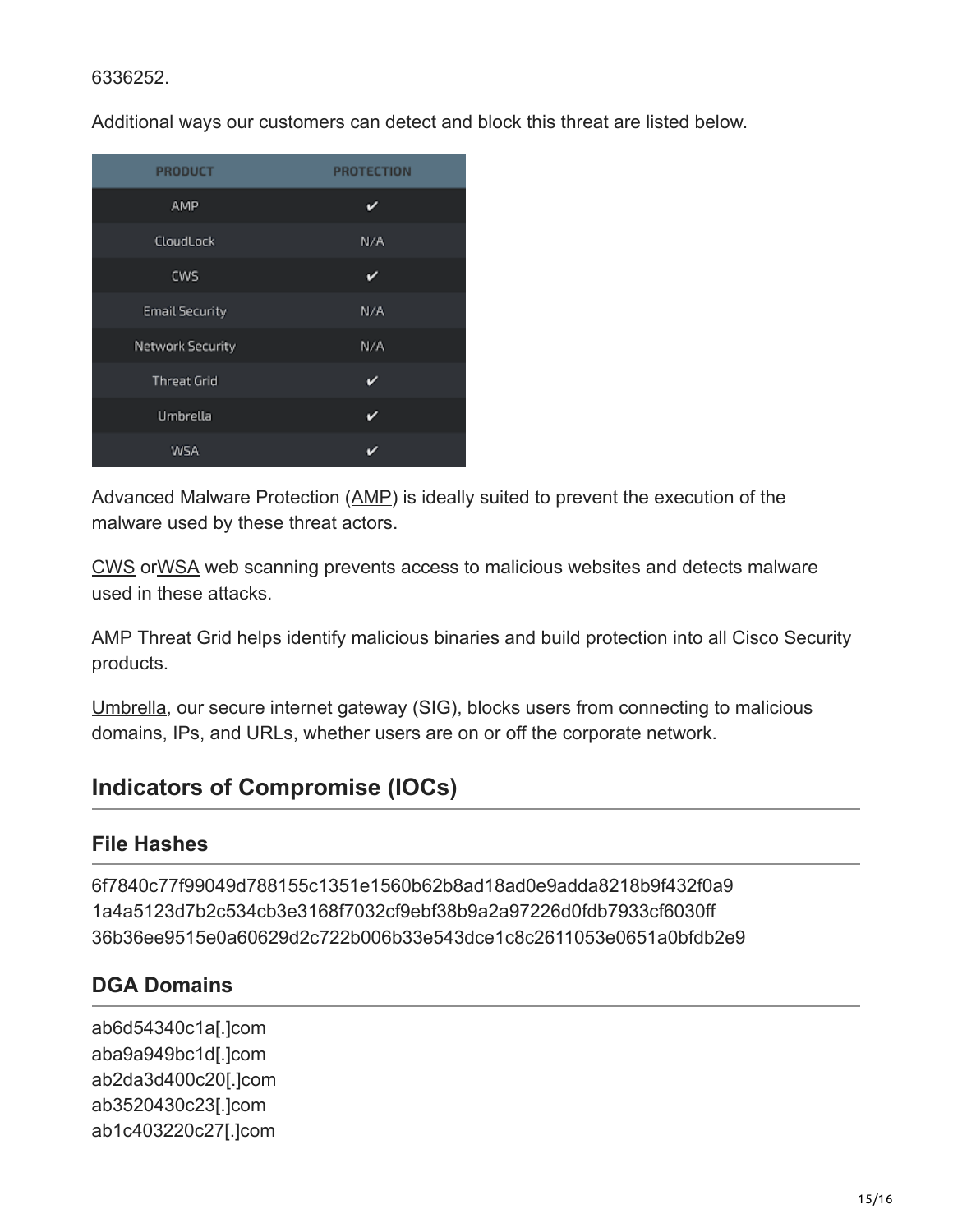6336252.

Additional ways our customers can detect and block this threat are listed below.

| PRODUCT | PROTECTION |
|---|---|
| AMP | ✔ |
| CloudLock | N/A |
| CWS | ✔ |
| Email Security | N/A |
| Network Security | N/A |
| Threat Grid | ✔ |
| Umbrella | ✔ |
| WSA | ✔ |

Advanced Malware Protection (AMP) is ideally suited to prevent the execution of the malware used by these threat actors.

CWS orWSA web scanning prevents access to malicious websites and detects malware used in these attacks.

AMP Threat Grid helps identify malicious binaries and build protection into all Cisco Security products.

Umbrella, our secure internet gateway (SIG), blocks users from connecting to malicious domains, IPs, and URLs, whether users are on or off the corporate network.

## Indicators of Compromise (IOCs)

### File Hashes

6f7840c77f99049d788155c1351e1560b62b8ad18ad0e9adda8218b9f432f0a9
1a4a5123d7b2c534cb3e3168f7032cf9ebf38b9a2a97226d0fdb7933cf6030ff
36b36ee9515e0a60629d2c722b006b33e543dce1c8c2611053e0651a0bfdb2e9

### DGA Domains

ab6d54340c1a[.]com
aba9a949bc1d[.]com
ab2da3d400c20[.]com
ab3520430c23[.]com
ab1c403220c27[.]com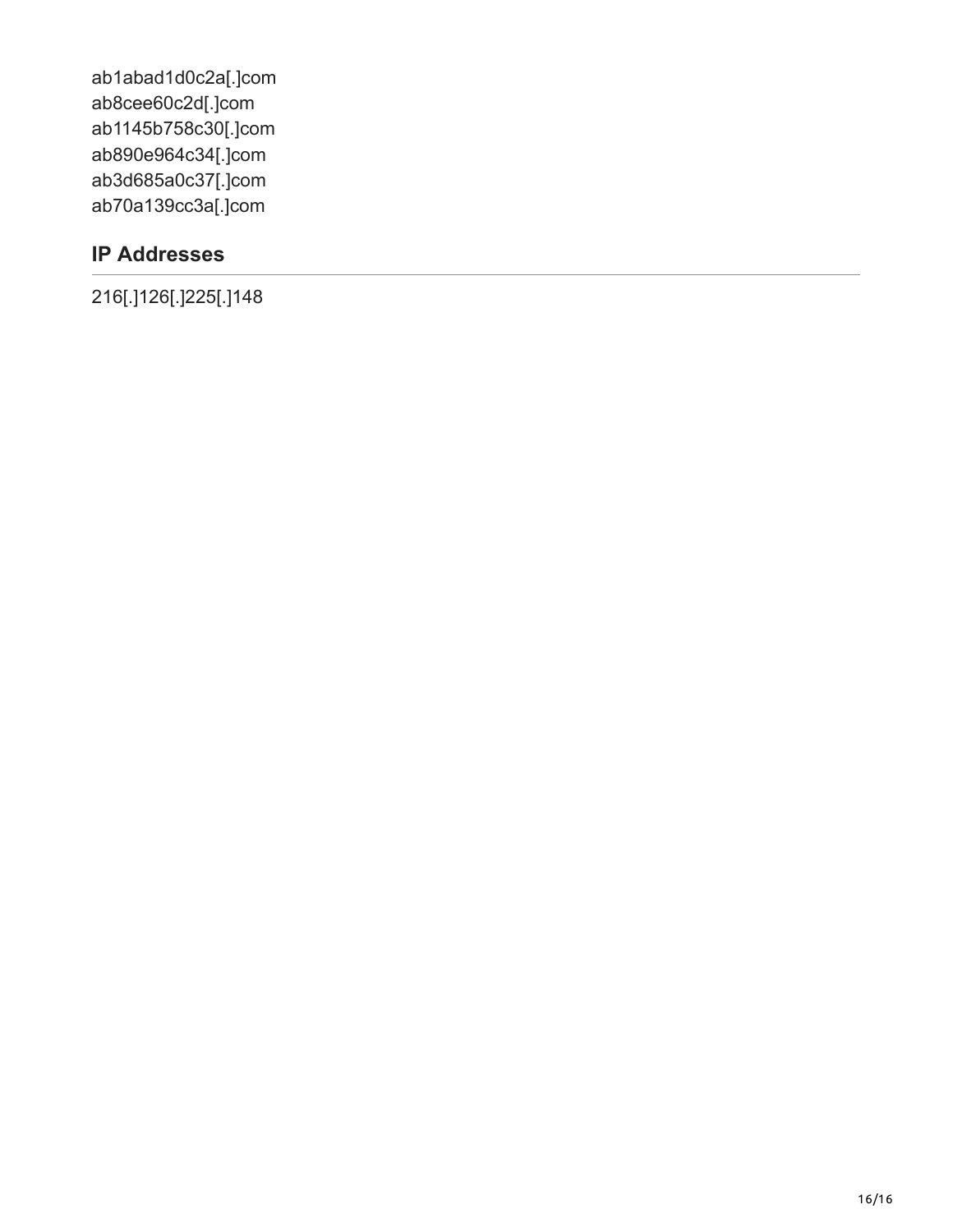ab1abad1d0c2a[.]com
ab8cee60c2d[.]com
ab1145b758c30[.]com
ab890e964c34[.]com
ab3d685a0c37[.]com
ab70a139cc3a[.]com

## IP Addresses

216[.]126[.]225[.]148